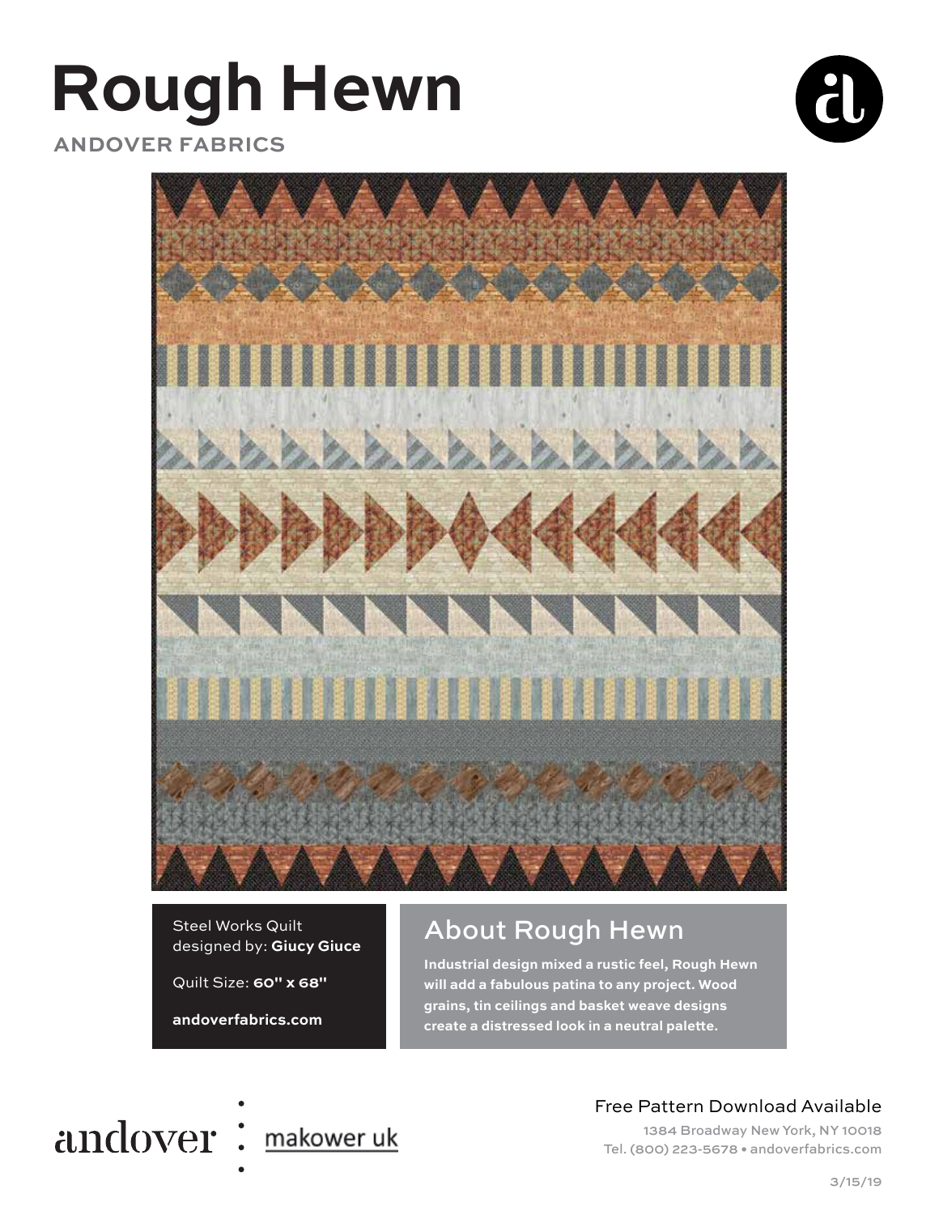# Rough Hewn

ANDOVER FABRICS

Steel Works Quilt
designed by: **Giucy Giuce**

Quilt Size: **60" x 68"**

**andoverfabrics.com**

## About Rough Hewn

**Industrial design mixed a rustic feel, Rough Hewn will add a fabulous patina to any project. Wood grains, tin ceilings and basket weave designs create a distressed look in a neutral palette.**

andover : makower uk

Free Pattern Download Available

1384 Broadway New York, NY 10018
Tel. (800) 223-5678 • andoverfabrics.com

3/15/19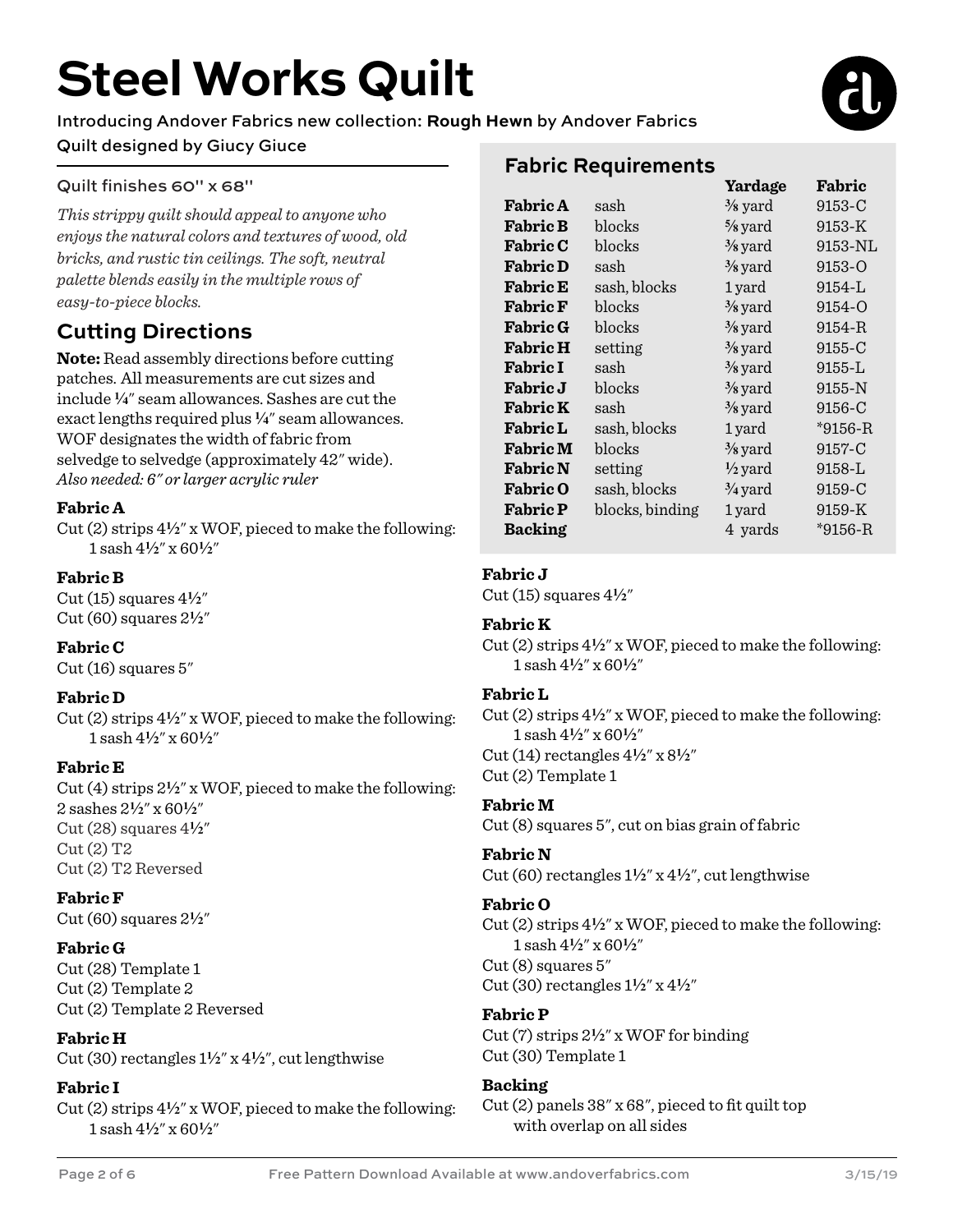# Steel Works Quilt

Introducing Andover Fabrics new collection: **Rough Hewn** by Andover Fabrics

Quilt designed by Giucy Giuce

Quilt finishes 60" x 68"

*This strippy quilt should appeal to anyone who enjoys the natural colors and textures of wood, old bricks, and rustic tin ceilings. The soft, neutral palette blends easily in the multiple rows of easy-to-piece blocks.*

## Fabric Requirements

| | | Yardage | Fabric |
|---|---|---|---|
| **Fabric A** | sash | ⅜ yard | 9153-C |
| **Fabric B** | blocks | ⅝ yard | 9153-K |
| **Fabric C** | blocks | ⅜ yard | 9153-NL |
| **Fabric D** | sash | ⅜ yard | 9153-O |
| **Fabric E** | sash, blocks | 1 yard | 9154-L |
| **Fabric F** | blocks | ⅜ yard | 9154-O |
| **Fabric G** | blocks | ⅜ yard | 9154-R |
| **Fabric H** | setting | ⅜ yard | 9155-C |
| **Fabric I** | sash | ⅜ yard | 9155-L |
| **Fabric J** | blocks | ⅜ yard | 9155-N |
| **Fabric K** | sash | ⅜ yard | 9156-C |
| **Fabric L** | sash, blocks | 1 yard | *9156-R |
| **Fabric M** | blocks | ⅜ yard | 9157-C |
| **Fabric N** | setting | ½ yard | 9158-L |
| **Fabric O** | sash, blocks | ¾ yard | 9159-C |
| **Fabric P** | blocks, binding | 1 yard | 9159-K |
| **Backing** | | 4 yards | *9156-R |

## Cutting Directions

**Note:** Read assembly directions before cutting patches. All measurements are cut sizes and include ¼" seam allowances. Sashes are cut the exact lengths required plus ¼" seam allowances. WOF designates the width of fabric from selvedge to selvedge (approximately 42" wide).
*Also needed: 6" or larger acrylic ruler*

**Fabric A**
Cut (2) strips 4½" x WOF, pieced to make the following:
 1 sash 4½" x 60½"

**Fabric B**
Cut (15) squares 4½"
Cut (60) squares 2½"

**Fabric C**
Cut (16) squares 5"

**Fabric D**
Cut (2) strips 4½" x WOF, pieced to make the following:
 1 sash 4½" x 60½"

**Fabric E**
Cut (4) strips 2½" x WOF, pieced to make the following:
2 sashes 2½" x 60½"
Cut (28) squares 4½"
Cut (2) T2
Cut (2) T2 Reversed

**Fabric F**
Cut (60) squares 2½"

**Fabric G**
Cut (28) Template 1
Cut (2) Template 2
Cut (2) Template 2 Reversed

**Fabric H**
Cut (30) rectangles 1½" x 4½", cut lengthwise

**Fabric I**
Cut (2) strips 4½" x WOF, pieced to make the following:
 1 sash 4½" x 60½"

**Fabric J**
Cut (15) squares 4½"

**Fabric K**
Cut (2) strips 4½" x WOF, pieced to make the following:
 1 sash 4½" x 60½"

**Fabric L**
Cut (2) strips 4½" x WOF, pieced to make the following:
 1 sash 4½" x 60½"
Cut (14) rectangles 4½" x 8½"
Cut (2) Template 1

**Fabric M**
Cut (8) squares 5", cut on bias grain of fabric

**Fabric N**
Cut (60) rectangles 1½" x 4½", cut lengthwise

**Fabric O**
Cut (2) strips 4½" x WOF, pieced to make the following:
 1 sash 4½" x 60½"
Cut (8) squares 5"
Cut (30) rectangles 1½" x 4½"

**Fabric P**
Cut (7) strips 2½" x WOF for binding
Cut (30) Template 1

**Backing**
Cut (2) panels 38" x 68", pieced to fit quilt top with overlap on all sides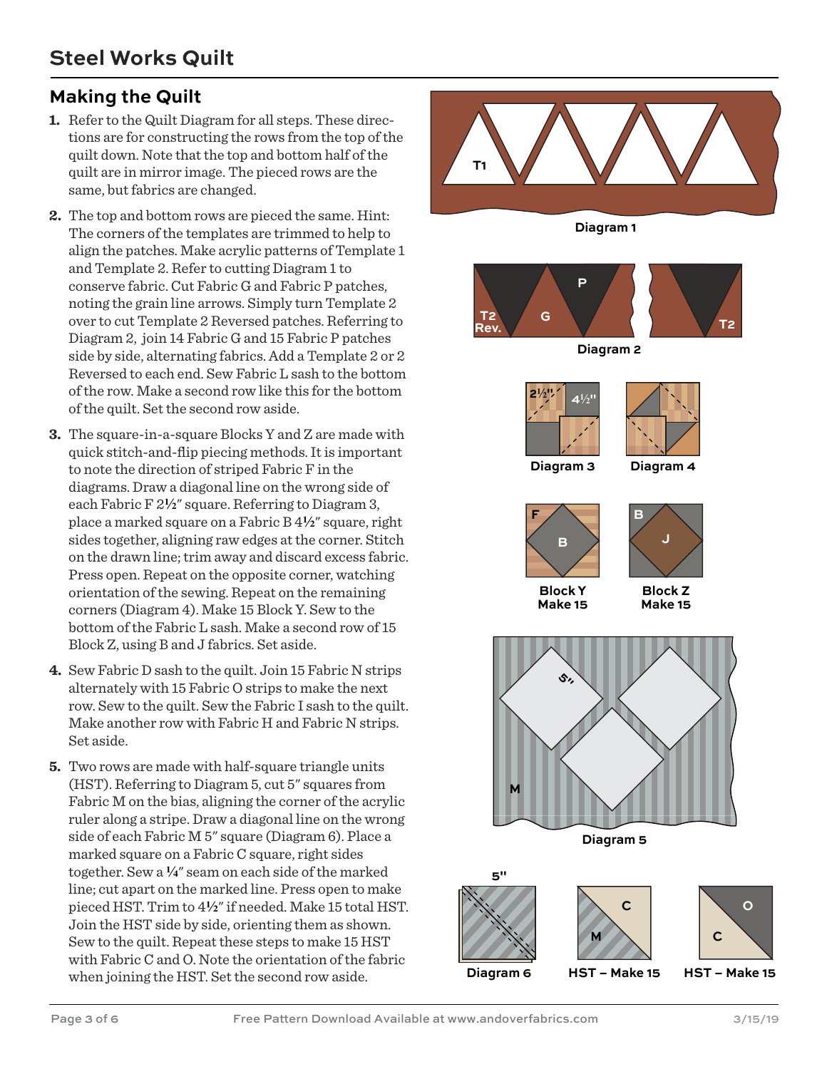# Steel Works Quilt

## Making the Quilt

1. Refer to the Quilt Diagram for all steps. These directions are for constructing the rows from the top of the quilt down. Note that the top and bottom half of the quilt are in mirror image. The pieced rows are the same, but fabrics are changed.

2. The top and bottom rows are pieced the same. Hint: The corners of the templates are trimmed to help to align the patches. Make acrylic patterns of Template 1 and Template 2. Refer to cutting Diagram 1 to conserve fabric. Cut Fabric G and Fabric P patches, noting the grain line arrows. Simply turn Template 2 over to cut Template 2 Reversed patches. Referring to Diagram 2, join 14 Fabric G and 15 Fabric P patches side by side, alternating fabrics. Add a Template 2 or 2 Reversed to each end. Sew Fabric L sash to the bottom of the row. Make a second row like this for the bottom of the quilt. Set the second row aside.

3. The square-in-a-square Blocks Y and Z are made with quick stitch-and-flip piecing methods. It is important to note the direction of striped Fabric F in the diagrams. Draw a diagonal line on the wrong side of each Fabric F 2½" square. Referring to Diagram 3, place a marked square on a Fabric B 4½" square, right sides together, aligning raw edges at the corner. Stitch on the drawn line; trim away and discard excess fabric. Press open. Repeat on the opposite corner, watching orientation of the sewing. Repeat on the remaining corners (Diagram 4). Make 15 Block Y. Sew to the bottom of the Fabric L sash. Make a second row of 15 Block Z, using B and J fabrics. Set aside.

4. Sew Fabric D sash to the quilt. Join 15 Fabric N strips alternately with 15 Fabric O strips to make the next row. Sew to the quilt. Sew the Fabric I sash to the quilt. Make another row with Fabric H and Fabric N strips. Set aside.

5. Two rows are made with half-square triangle units (HST). Referring to Diagram 5, cut 5" squares from Fabric M on the bias, aligning the corner of the acrylic ruler along a stripe. Draw a diagonal line on the wrong side of each Fabric M 5" square (Diagram 6). Place a marked square on a Fabric C square, right sides together. Sew a ¼" seam on each side of the marked line; cut apart on the marked line. Press open to make pieced HST. Trim to 4½" if needed. Make 15 total HST. Join the HST side by side, orienting them as shown. Sew to the quilt. Repeat these steps to make 15 HST with Fabric C and O. Note the orientation of the fabric when joining the HST. Set the second row aside.

T1

Diagram 1

P, G, T2 Rev., T2

Diagram 2

2½" 4½"

Diagram 3

Diagram 4

F, B

Block Y
Make 15

B, J

Block Z
Make 15

5", M

Diagram 5

5"

Diagram 6

C, M

HST – Make 15

O, C

HST – Make 15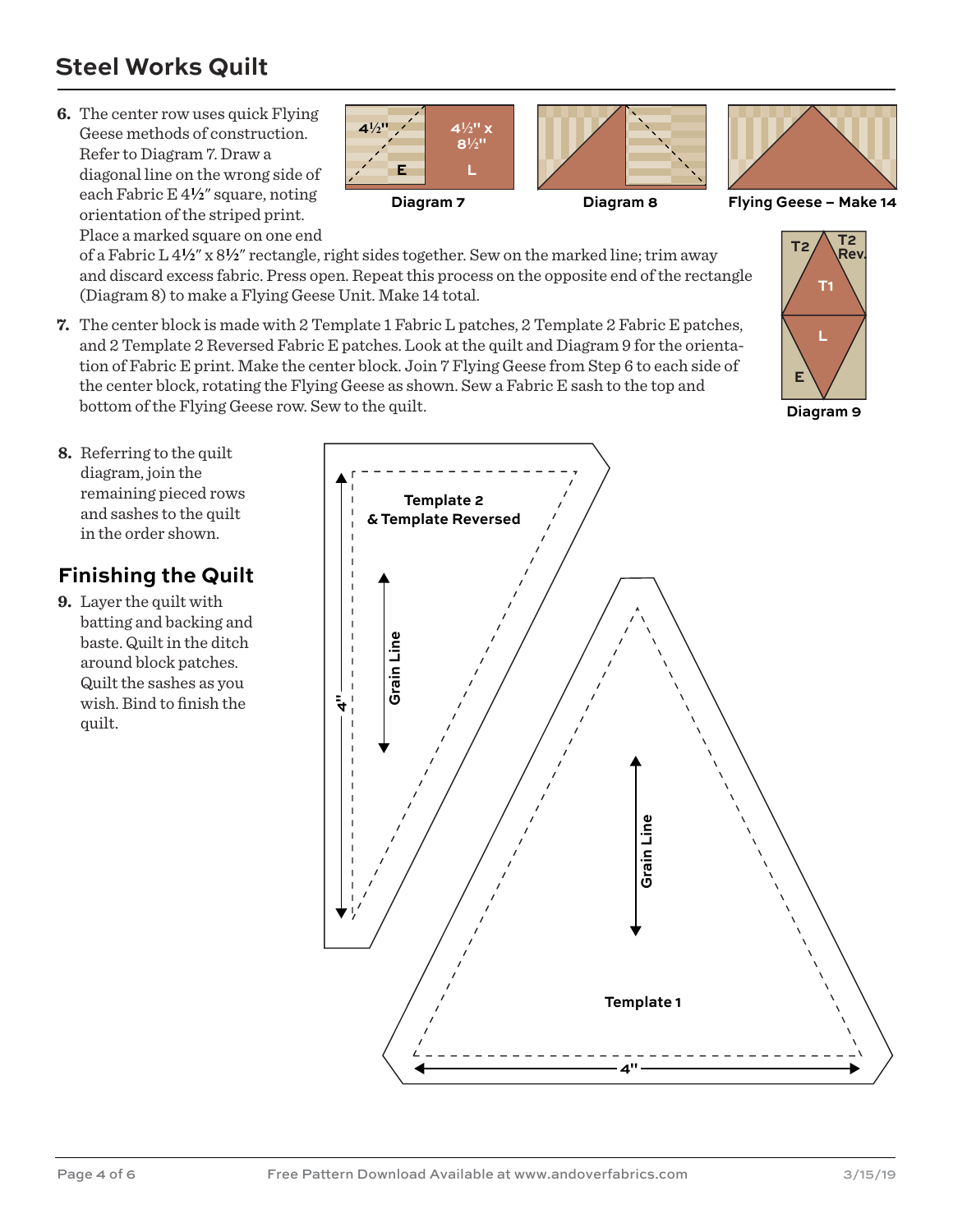## Steel Works Quilt

6. The center row uses quick Flying Geese methods of construction. Refer to Diagram 7. Draw a diagonal line on the wrong side of each Fabric E 4½" square, noting orientation of the striped print. Place a marked square on one end of a Fabric L 4½" x 8½" rectangle, right sides together. Sew on the marked line; trim away and discard excess fabric. Press open. Repeat this process on the opposite end of the rectangle (Diagram 8) to make a Flying Geese Unit. Make 14 total.

4½" E | 4½" x 8½" L

Diagram 7

Diagram 8

Flying Geese – Make 14

7. The center block is made with 2 Template 1 Fabric L patches, 2 Template 2 Fabric E patches, and 2 Template 2 Reversed Fabric E patches. Look at the quilt and Diagram 9 for the orientation of Fabric E print. Make the center block. Join 7 Flying Geese from Step 6 to each side of the center block, rotating the Flying Geese as shown. Sew a Fabric E sash to the top and bottom of the Flying Geese row. Sew to the quilt.

T2 | T2 Rev. | T1 | L | E

Diagram 9

8. Referring to the quilt diagram, join the remaining pieced rows and sashes to the quilt in the order shown.

## Finishing the Quilt

9. Layer the quilt with batting and backing and baste. Quilt in the ditch around block patches. Quilt the sashes as you wish. Bind to finish the quilt.

Template 2 & Template Reversed

Grain Line

4"

Template 1

Grain Line

4"

Free Pattern Download Available at www.andoverfabrics.com

3/15/19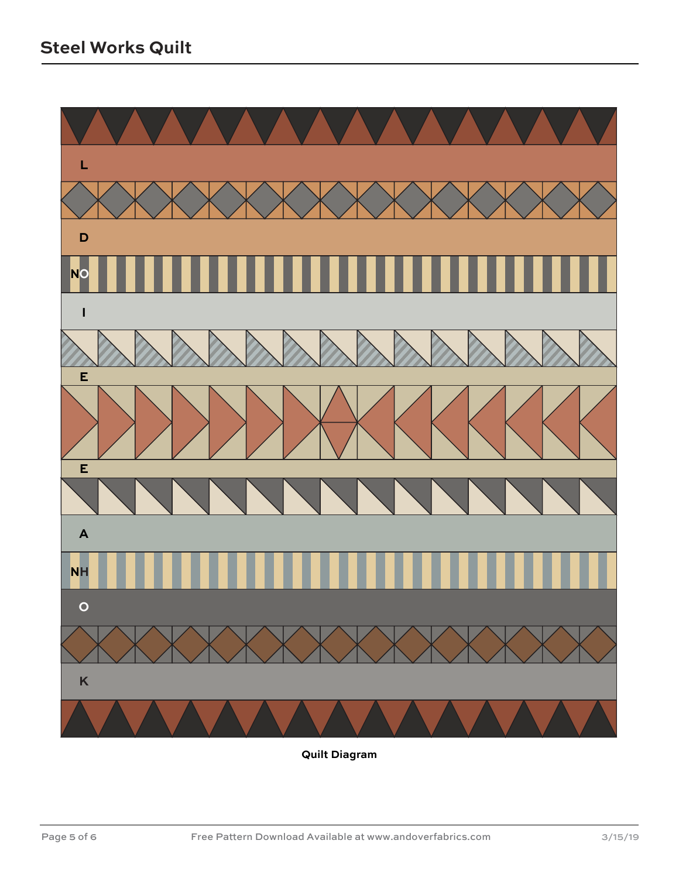## Steel Works Quilt

L

D

NO

I

E

E

A

NH

O

K

**Quilt Diagram**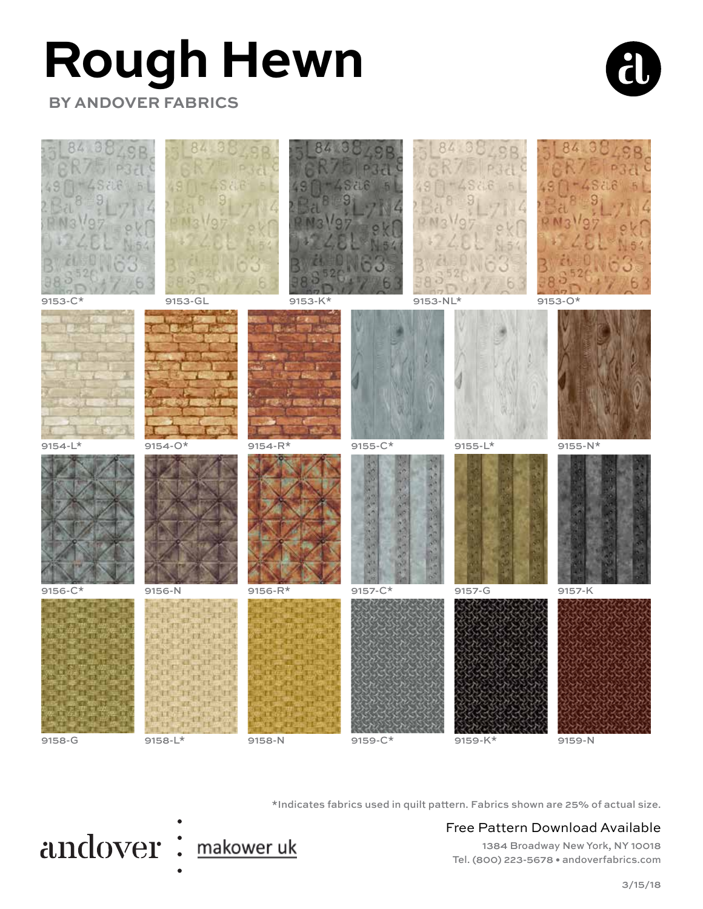# Rough Hewn

## BY ANDOVER FABRICS

9153-C*

9153-GL

9153-K*

9153-NL*

9153-O*

9154-L*

9154-O*

9154-R*

9155-C*

9155-L*

9155-N*

9156-C*

9156-N

9156-R*

9157-C*

9157-G

9157-K

9158-G

9158-L*

9158-N

9159-C*

9159-K*

9159-N

*Indicates fabrics used in quilt pattern. Fabrics shown are 25% of actual size.

andover : makower uk

Free Pattern Download Available

1384 Broadway New York, NY 10018
Tel. (800) 223-5678 • andoverfabrics.com

3/15/18